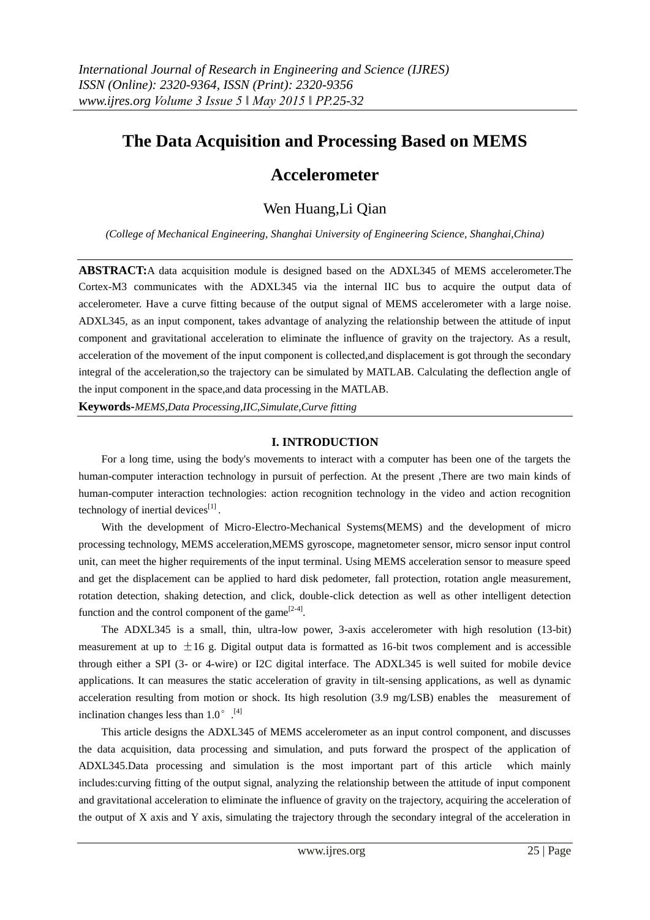# The Data Acquisition and Processing Based on MEMS Accelerometer

Wen Huang,Li Qian

*(College of Mechanical Engineering, Shanghai University of Engineering Science, Shanghai,China)*

**ABSTRACT:**A data acquisition module is designed based on the ADXL345 of MEMS accelerometer.The Cortex-M3 communicates with the ADXL345 via the internal IIC bus to acquire the output data of accelerometer. Have a curve fitting because of the output signal of MEMS accelerometer with a large noise. ADXL345, as an input component, takes advantage of analyzing the relationship between the attitude of input component and gravitational acceleration to eliminate the influence of gravity on the trajectory. As a result, acceleration of the movement of the input component is collected,and displacement is got through the secondary integral of the acceleration,so the trajectory can be simulated by MATLAB. Calculating the deflection angle of the input component in the space,and data processing in the MATLAB.

**Keywords-***MEMS,Data Processing,IIC,Simulate,Curve fitting*

## I. INTRODUCTION

For a long time, using the body's movements to interact with a computer has been one of the targets the human-computer interaction technology in pursuit of perfection. At the present ,There are two main kinds of human-computer interaction technologies: action recognition technology in the video and action recognition technology of inertial devices[1] .

With the development of Micro-Electro-Mechanical Systems(MEMS) and the development of micro processing technology, MEMS acceleration,MEMS gyroscope, magnetometer sensor, micro sensor input control unit, can meet the higher requirements of the input terminal. Using MEMS acceleration sensor to measure speed and get the displacement can be applied to hard disk pedometer, fall protection, rotation angle measurement, rotation detection, shaking detection, and click, double-click detection as well as other intelligent detection function and the control component of the game[2-4].

The ADXL345 is a small, thin, ultra-low power, 3-axis accelerometer with high resolution (13-bit) measurement at up to $\pm 16$ g. Digital output data is formatted as 16-bit twos complement and is accessible through either a SPI (3- or 4-wire) or I2C digital interface. The ADXL345 is well suited for mobile device applications. It can measures the static acceleration of gravity in tilt-sensing applications, as well as dynamic acceleration resulting from motion or shock. Its high resolution (3.9 mg/LSB) enables the measurement of inclination changes less than $1.0°$ .[4]

This article designs the ADXL345 of MEMS accelerometer as an input control component, and discusses the data acquisition, data processing and simulation, and puts forward the prospect of the application of ADXL345.Data processing and simulation is the most important part of this article which mainly includes:curving fitting of the output signal, analyzing the relationship between the attitude of input component and gravitational acceleration to eliminate the influence of gravity on the trajectory, acquiring the acceleration of the output of X axis and Y axis, simulating the trajectory through the secondary integral of the acceleration in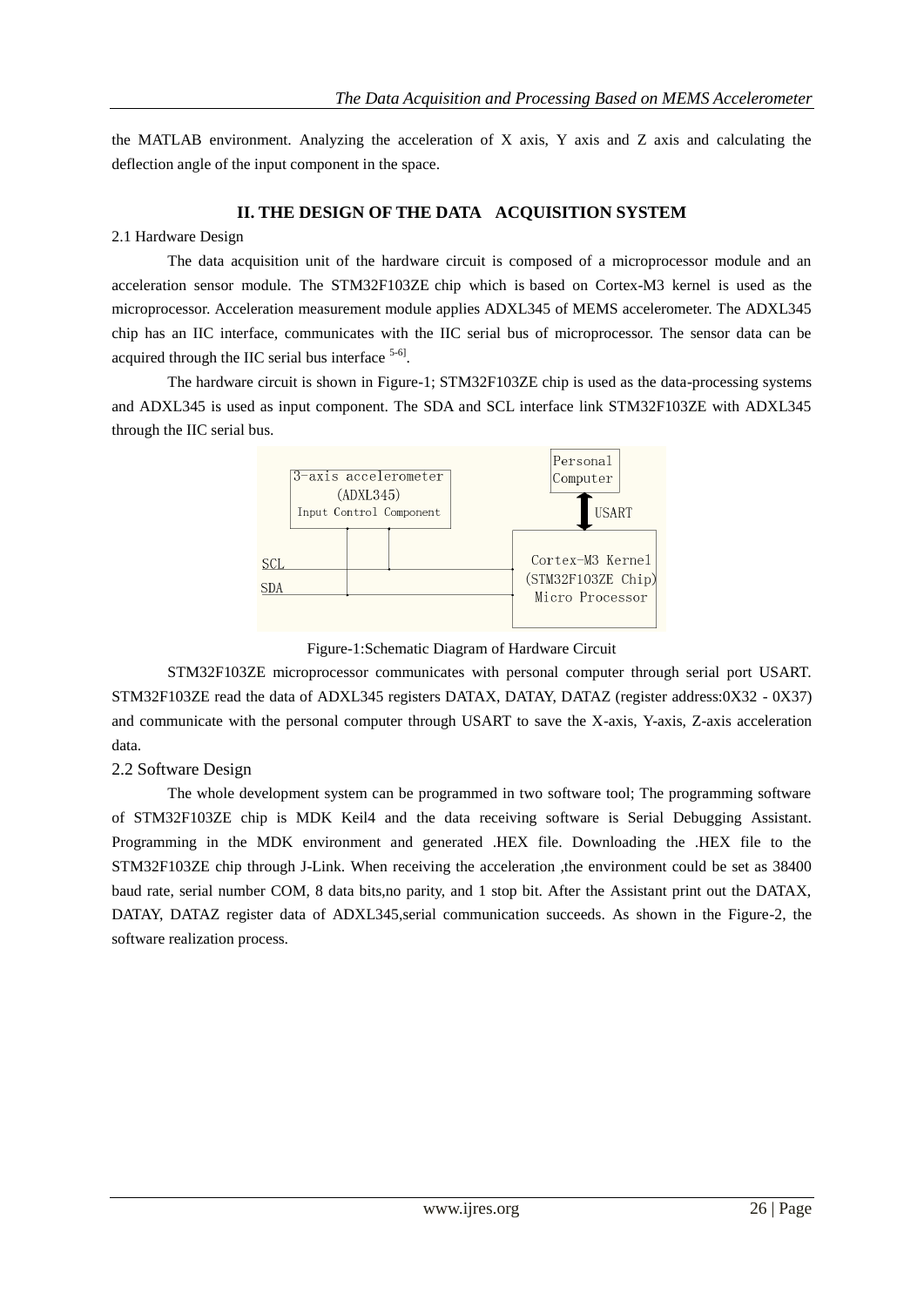the MATLAB environment. Analyzing the acceleration of X axis, Y axis and Z axis and calculating the deflection angle of the input component in the space.

## II. THE DESIGN OF THE DATA ACQUISITION SYSTEM

### 2.1 Hardware Design

The data acquisition unit of the hardware circuit is composed of a microprocessor module and an acceleration sensor module. The STM32F103ZE chip which is based on Cortex-M3 kernel is used as the microprocessor. Acceleration measurement module applies ADXL345 of MEMS accelerometer. The ADXL345 chip has an IIC interface, communicates with the IIC serial bus of microprocessor. The sensor data can be acquired through the IIC serial bus interface [5-6].

The hardware circuit is shown in Figure-1; STM32F103ZE chip is used as the data-processing systems and ADXL345 is used as input component. The SDA and SCL interface link STM32F103ZE with ADXL345 through the IIC serial bus.

Figure-1:Schematic Diagram of Hardware Circuit

STM32F103ZE microprocessor communicates with personal computer through serial port USART. STM32F103ZE read the data of ADXL345 registers DATAX, DATAY, DATAZ (register address:0X32 - 0X37) and communicate with the personal computer through USART to save the X-axis, Y-axis, Z-axis acceleration data.

### 2.2 Software Design

The whole development system can be programmed in two software tool; The programming software of STM32F103ZE chip is MDK Keil4 and the data receiving software is Serial Debugging Assistant. Programming in the MDK environment and generated .HEX file. Downloading the .HEX file to the STM32F103ZE chip through J-Link. When receiving the acceleration ,the environment could be set as 38400 baud rate, serial number COM, 8 data bits,no parity, and 1 stop bit. After the Assistant print out the DATAX, DATAY, DATAZ register data of ADXL345,serial communication succeeds. As shown in the Figure-2, the software realization process.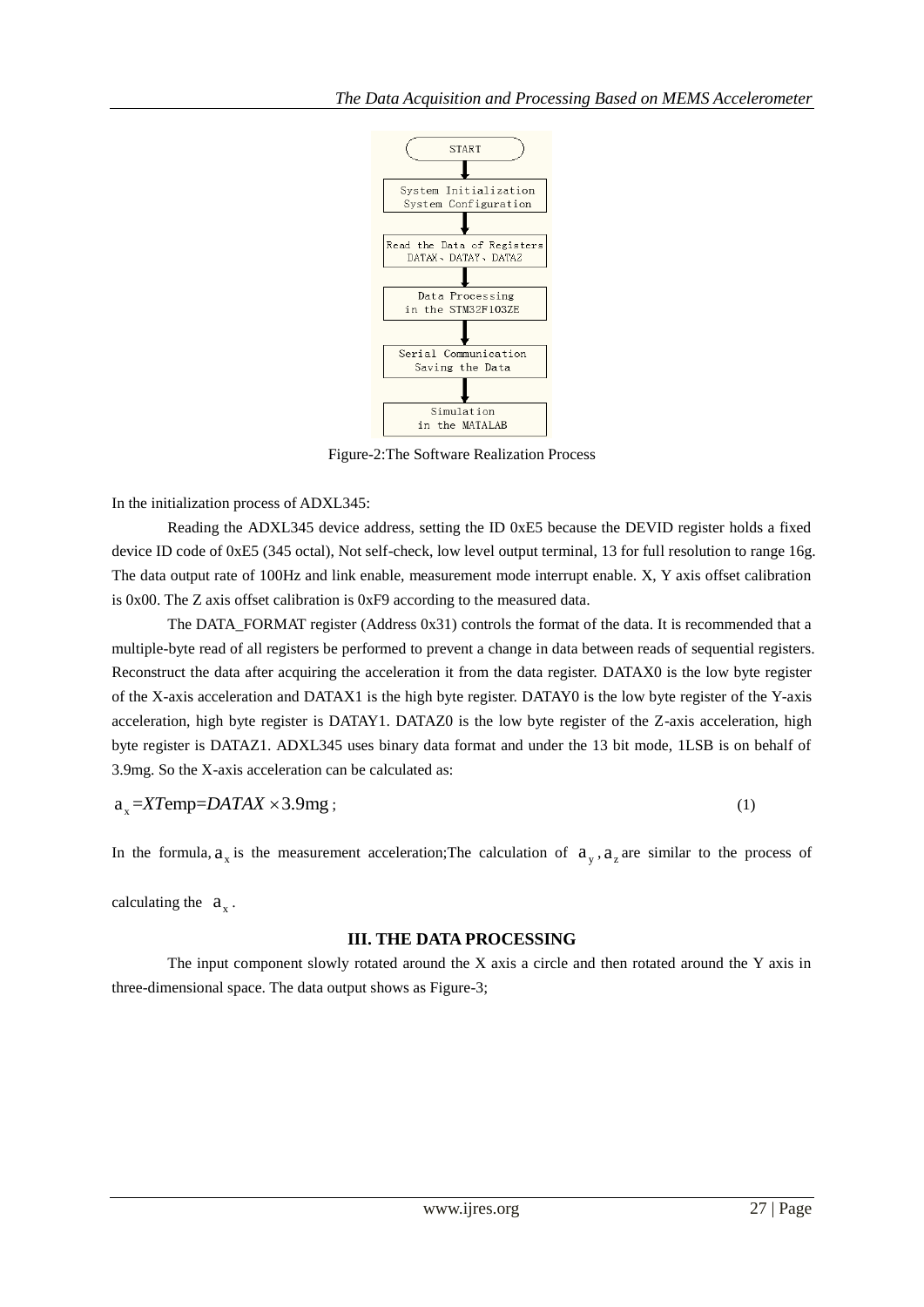START

System Initialization
System Configuration

Read the Data of Registers
DATAX、DATAY、DATAZ

Data Processing
in the STM32F103ZE

Serial Communication
Saving the Data

Simulation
in the MATALAB

Figure-2:The Software Realization Process

In the initialization process of ADXL345:

Reading the ADXL345 device address, setting the ID 0xE5 because the DEVID register holds a fixed device ID code of 0xE5 (345 octal), Not self-check, low level output terminal, 13 for full resolution to range 16g. The data output rate of 100Hz and link enable, measurement mode interrupt enable. X, Y axis offset calibration is 0x00. The Z axis offset calibration is 0xF9 according to the measured data.

The DATA_FORMAT register (Address 0x31) controls the format of the data. It is recommended that a multiple-byte read of all registers be performed to prevent a change in data between reads of sequential registers. Reconstruct the data after acquiring the acceleration it from the data register. DATAX0 is the low byte register of the X-axis acceleration and DATAX1 is the high byte register. DATAY0 is the low byte register of the Y-axis acceleration, high byte register is DATAY1. DATAZ0 is the low byte register of the Z-axis acceleration, high byte register is DATAZ1. ADXL345 uses binary data format and under the 13 bit mode, 1LSB is on behalf of 3.9mg. So the X-axis acceleration can be calculated as:

$$a_x = XTemp = DATAX \times 3.9\text{mg}; \tag{1}$$

In the formula, $a_x$ is the measurement acceleration;The calculation of $a_y$, $a_z$ are similar to the process of calculating the $a_x$.

## III. THE DATA PROCESSING

The input component slowly rotated around the X axis a circle and then rotated around the Y axis in three-dimensional space. The data output shows as Figure-3;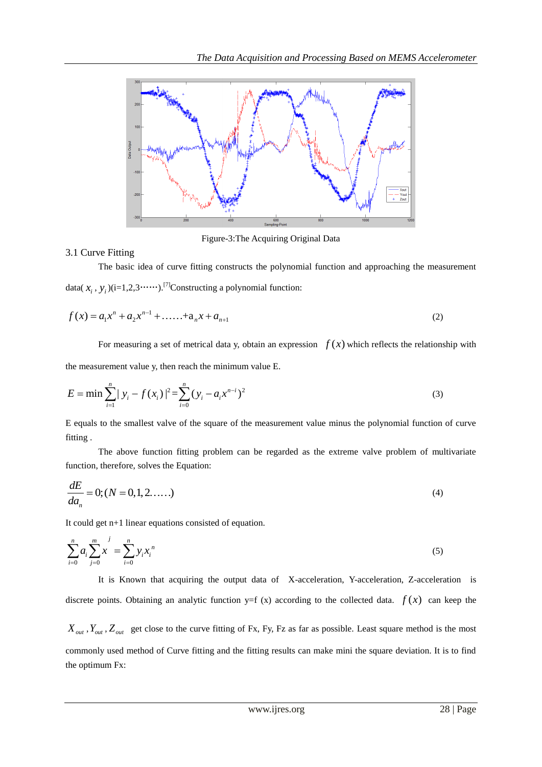Figure-3:The Acquiring Original Data

3.1 Curve Fitting

The basic idea of curve fitting constructs the polynomial function and approaching the measurement data( $x_i$ , $y_i$ )(i=1,2,3……).[7]Constructing a polynomial function:

$$f(x) = a_1 x^n + a_2 x^{n-1} + \ldots\ldots + a_n x + a_{n+1} \tag{2}$$

For measuring a set of metrical data y, obtain an expression $f(x)$ which reflects the relationship with the measurement value y, then reach the minimum value E.

$$E = \min \sum_{i=1}^{n} | y_i - f(x_i) |^2 = \sum_{i=0}^{n} (y_i - a_i x^{n-i})^2 \tag{3}$$

E equals to the smallest valve of the square of the measurement value minus the polynomial function of curve fitting .

The above function fitting problem can be regarded as the extreme valve problem of multivariate function, therefore, solves the Equation:

$$\frac{dE}{da_n} = 0; (N = 0,1,2\ldots\ldots) \tag{4}$$

It could get n+1 linear equations consisted of equation.

$$\sum_{i=0}^{n} a_i \sum_{j=0}^{m} x^{j} = \sum_{i=0}^{n} y_i x_i^{\,n} \tag{5}$$

It is Known that acquiring the output data of X-acceleration, Y-acceleration, Z-acceleration is discrete points. Obtaining an analytic function y=f (x) according to the collected data. $f(x)$ can keep the $X_{out}$ , $Y_{out}$ , $Z_{out}$ get close to the curve fitting of Fx, Fy, Fz as far as possible. Least square method is the most commonly used method of Curve fitting and the fitting results can make mini the square deviation. It is to find the optimum Fx: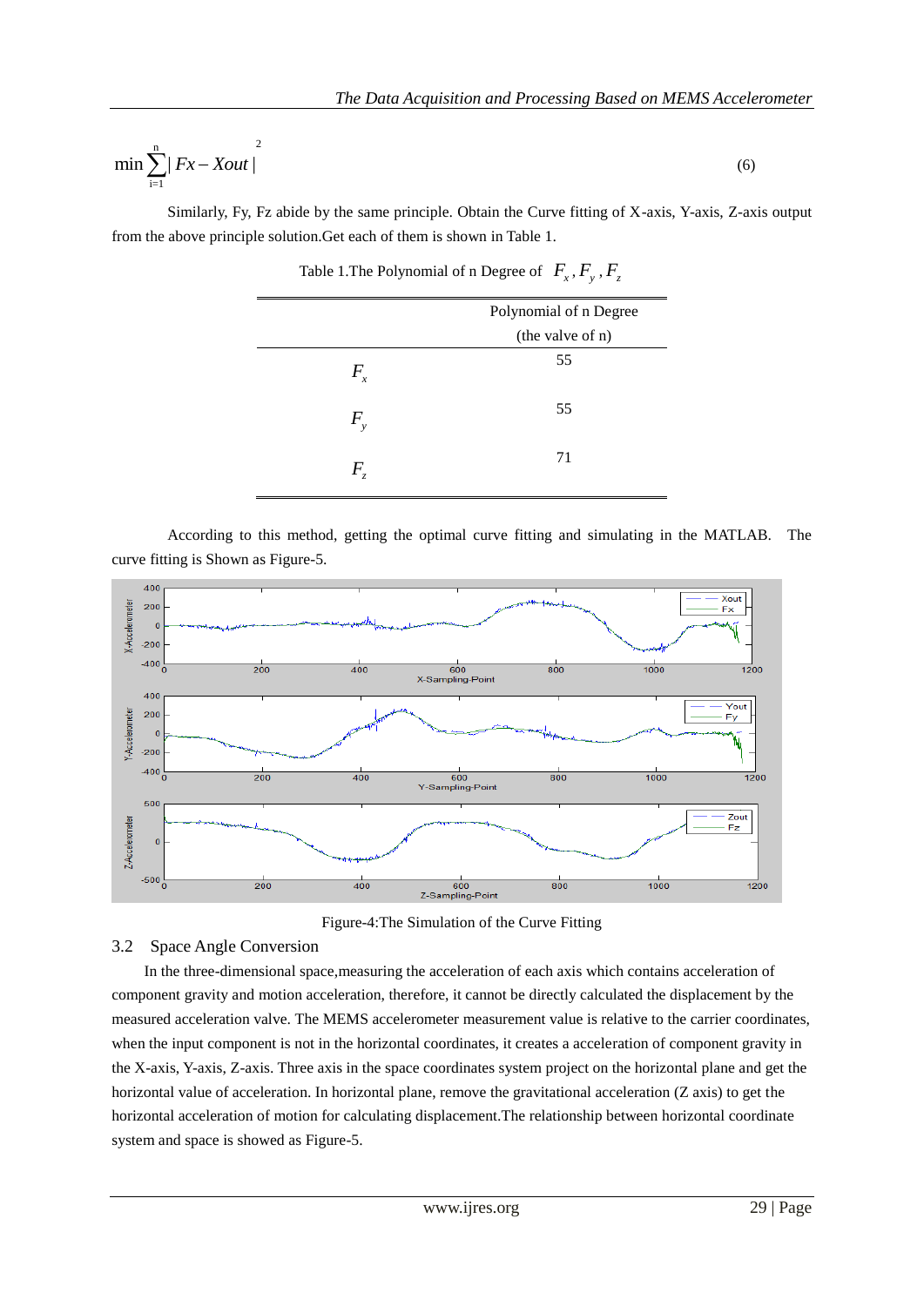$$\min \sum_{i=1}^{n} | Fx - Xout |^{2} \tag{6}$$

Similarly, Fy, Fz abide by the same principle. Obtain the Curve fitting of X-axis, Y-axis, Z-axis output from the above principle solution.Get each of them is shown in Table 1.

Table 1.The Polynomial of n Degree of $F_x, F_y, F_z$

| | Polynomial of n Degree (the valve of n) |
|---|---|
| $F_x$ | 55 |
| $F_y$ | 55 |
| $F_z$ | 71 |

According to this method, getting the optimal curve fitting and simulating in the MATLAB. The curve fitting is Shown as Figure-5.

Figure-4:The Simulation of the Curve Fitting

## 3.2 Space Angle Conversion

In the three-dimensional space,measuring the acceleration of each axis which contains acceleration of component gravity and motion acceleration, therefore, it cannot be directly calculated the displacement by the measured acceleration valve. The MEMS accelerometer measurement value is relative to the carrier coordinates, when the input component is not in the horizontal coordinates, it creates a acceleration of component gravity in the X-axis, Y-axis, Z-axis. Three axis in the space coordinates system project on the horizontal plane and get the horizontal value of acceleration. In horizontal plane, remove the gravitational acceleration (Z axis) to get the horizontal acceleration of motion for calculating displacement.The relationship between horizontal coordinate system and space is showed as Figure-5.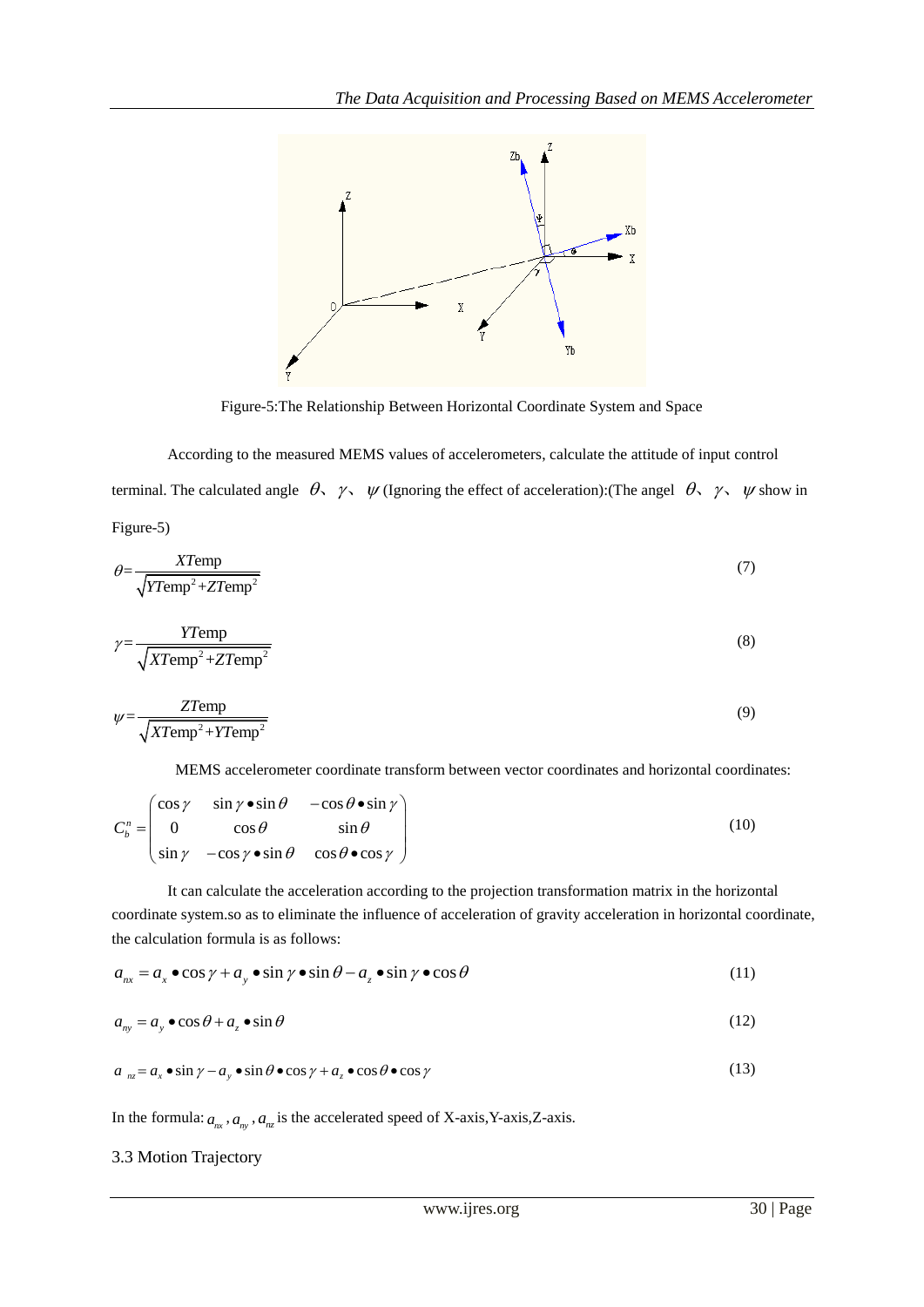Figure-5:The Relationship Between Horizontal Coordinate System and Space

According to the measured MEMS values of accelerometers, calculate the attitude of input control terminal. The calculated angle $\theta$、$\gamma$、$\psi$ (Ignoring the effect of acceleration):(The angel $\theta$、$\gamma$、$\psi$ show in Figure-5)

$$\theta = \frac{XTemp}{\sqrt{YTemp^2 + ZTemp^2}} \tag{7}$$

$$\gamma = \frac{YTemp}{\sqrt{XTemp^2 + ZTemp^2}} \tag{8}$$

$$\psi = \frac{ZTemp}{\sqrt{XTemp^2 + YTemp^2}} \tag{9}$$

MEMS accelerometer coordinate transform between vector coordinates and horizontal coordinates:

$$C_b^n = \begin{pmatrix} \cos\gamma & \sin\gamma \bullet \sin\theta & -\cos\theta \bullet \sin\gamma \\ 0 & \cos\theta & \sin\theta \\ \sin\gamma & -\cos\gamma \bullet \sin\theta & \cos\theta \bullet \cos\gamma \end{pmatrix} \tag{10}$$

It can calculate the acceleration according to the projection transformation matrix in the horizontal coordinate system.so as to eliminate the influence of acceleration of gravity acceleration in horizontal coordinate, the calculation formula is as follows:

$$a_{nx} = a_x \bullet \cos\gamma + a_y \bullet \sin\gamma \bullet \sin\theta - a_z \bullet \sin\gamma \bullet \cos\theta \tag{11}$$

$$a_{ny} = a_y \bullet \cos\theta + a_z \bullet \sin\theta \tag{12}$$

$$a_{nz} = a_x \bullet \sin\gamma - a_y \bullet \sin\theta \bullet \cos\gamma + a_z \bullet \cos\theta \bullet \cos\gamma \tag{13}$$

In the formula: $a_{nx}, a_{ny}, a_{nz}$ is the accelerated speed of X-axis,Y-axis,Z-axis.

### 3.3 Motion Trajectory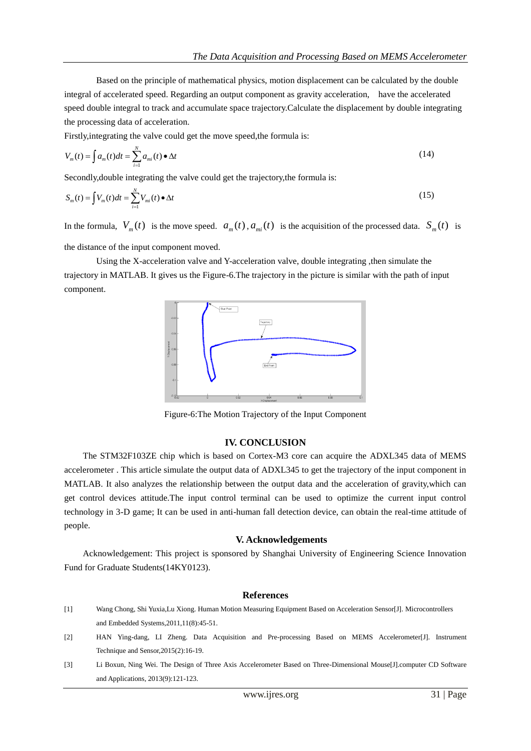Based on the principle of mathematical physics, motion displacement can be calculated by the double integral of accelerated speed. Regarding an output component as gravity acceleration, have the accelerated speed double integral to track and accumulate space trajectory.Calculate the displacement by double integrating the processing data of acceleration.

Firstly,integrating the valve could get the move speed,the formula is:

$$V_m(t) = \int a_m(t)dt = \sum_{i=1}^{N} a_{mi}(t) \bullet \Delta t \tag{14}$$

Secondly,double integrating the valve could get the trajectory,the formula is:

$$S_m(t) = \int V_m(t)dt = \sum_{i=1}^{N} V_{mi}(t) \bullet \Delta t \tag{15}$$

In the formula, $V_m(t)$ is the move speed. $a_m(t)$, $a_{mi}(t)$ is the acquisition of the processed data. $S_m(t)$ is the distance of the input component moved.

Using the X-acceleration valve and Y-acceleration valve, double integrating ,then simulate the trajectory in MATLAB. It gives us the Figure-6.The trajectory in the picture is similar with the path of input component.

Figure-6:The Motion Trajectory of the Input Component

## IV. CONCLUSION

The STM32F103ZE chip which is based on Cortex-M3 core can acquire the ADXL345 data of MEMS accelerometer . This article simulate the output data of ADXL345 to get the trajectory of the input component in MATLAB. It also analyzes the relationship between the output data and the acceleration of gravity,which can get control devices attitude.The input control terminal can be used to optimize the current input control technology in 3-D game; It can be used in anti-human fall detection device, can obtain the real-time attitude of people.

## V. Acknowledgements

Acknowledgement: This project is sponsored by Shanghai University of Engineering Science Innovation Fund for Graduate Students(14KY0123).

## References

[1] Wang Chong, Shi Yuxia,Lu Xiong. Human Motion Measuring Equipment Based on Acceleration Sensor[J]. Microcontrollers and Embedded Systems,2011,11(8):45-51.

[2] HAN Ying-dang, LI Zheng. Data Acquisition and Pre-processing Based on MEMS Accelerometer[J]. Instrument Technique and Sensor,2015(2):16-19.

[3] Li Boxun, Ning Wei. The Design of Three Axis Accelerometer Based on Three-Dimensional Mouse[J].computer CD Software and Applications, 2013(9):121-123.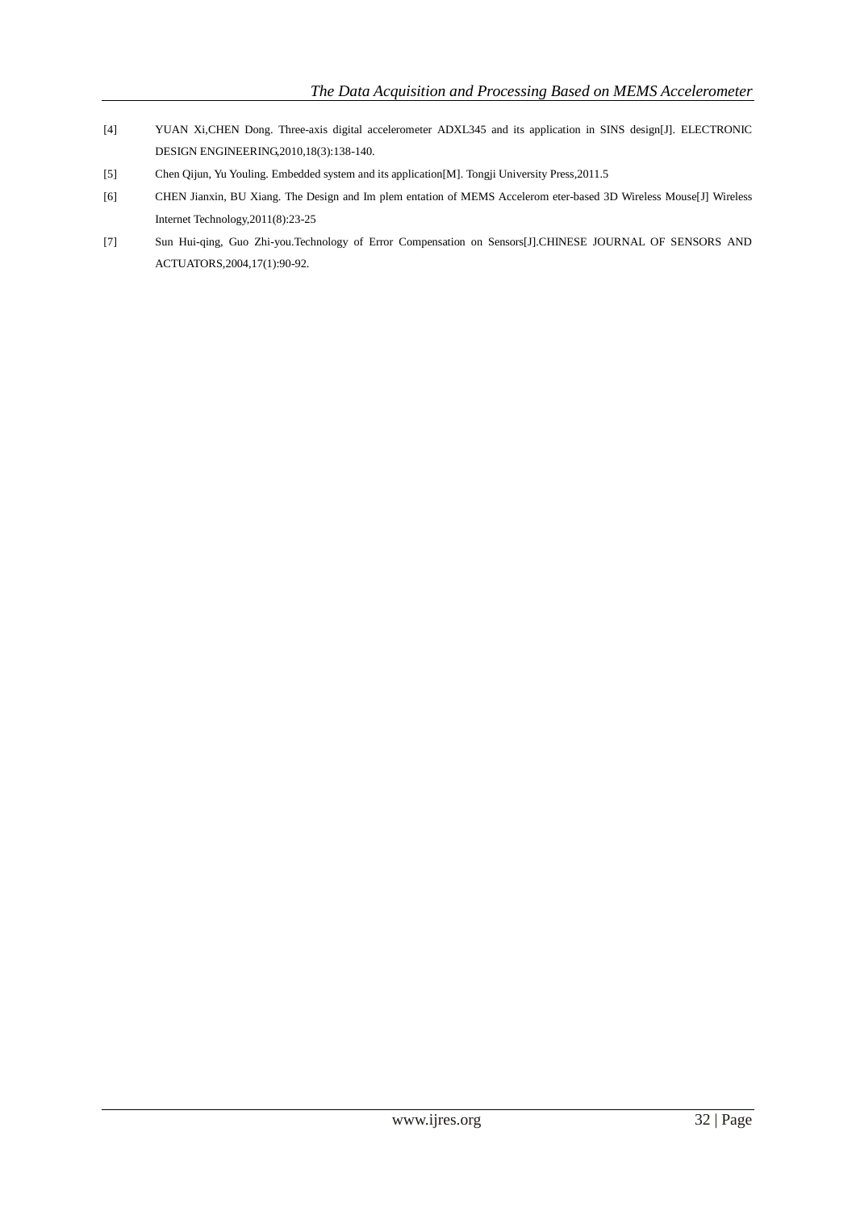[4] YUAN Xi,CHEN Dong. Three-axis digital accelerometer ADXL345 and its application in SINS design[J]. ELECTRONIC DESIGN ENGINEERING,2010,18(3):138-140.

[5] Chen Qijun, Yu Youling. Embedded system and its application[M]. Tongji University Press,2011.5

[6] CHEN Jianxin, BU Xiang. The Design and Im plem entation of MEMS Accelerom eter-based 3D Wireless Mouse[J] Wireless Internet Technology,2011(8):23-25

[7] Sun Hui-qing, Guo Zhi-you.Technology of Error Compensation on Sensors[J].CHINESE JOURNAL OF SENSORS AND ACTUATORS,2004,17(1):90-92.